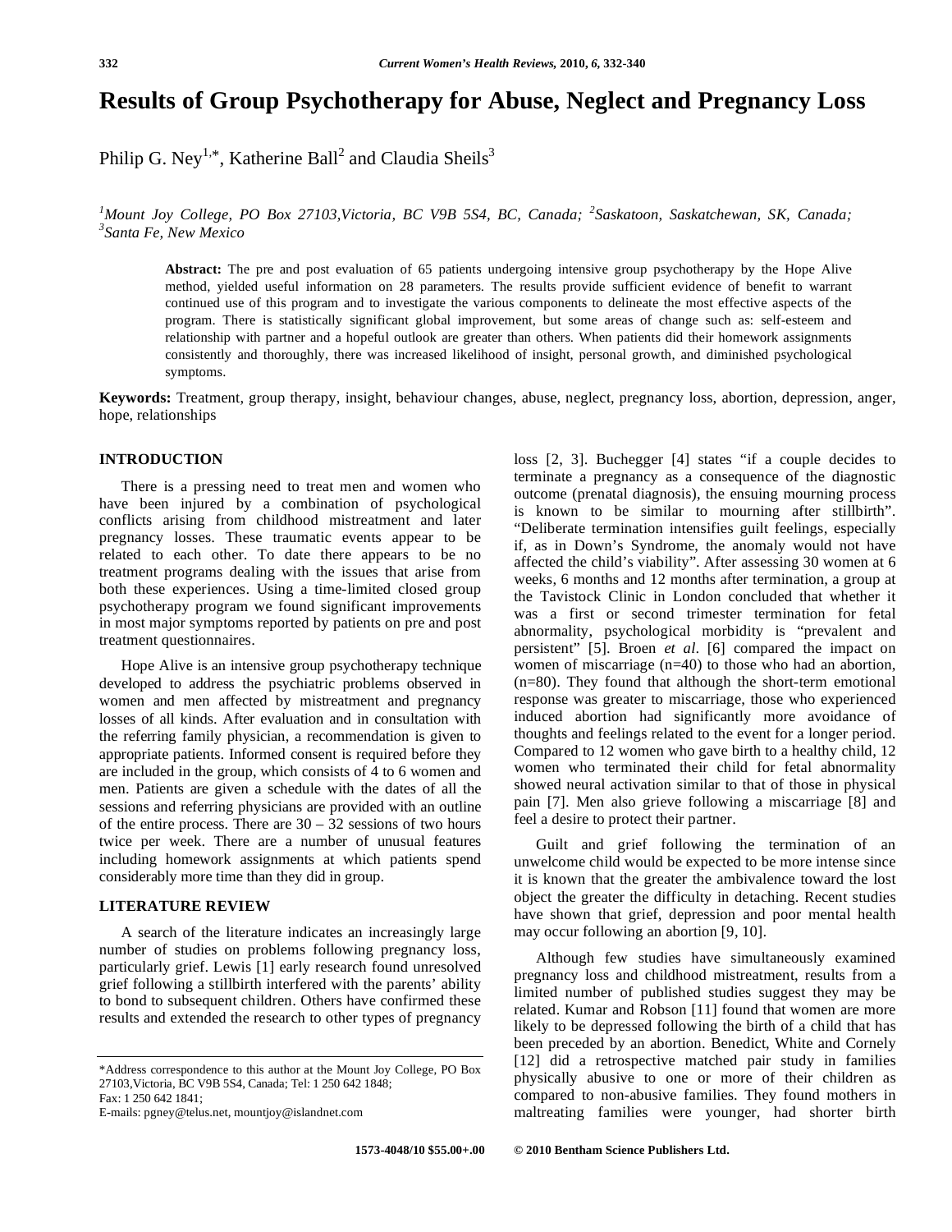# Results of Group Psychotherapy for Abuse, Neglect and Pregnancy Loss

Philip G. Ney[1,*], Katherine Ball[2] and Claudia Sheils[3]

[1]*Mount Joy College, PO Box 27103,Victoria, BC V9B 5S4, BC, Canada;* [2]*Saskatoon, Saskatchewan, SK, Canada;* [3]*Santa Fe, New Mexico*

**Abstract:** The pre and post evaluation of 65 patients undergoing intensive group psychotherapy by the Hope Alive method, yielded useful information on 28 parameters. The results provide sufficient evidence of benefit to warrant continued use of this program and to investigate the various components to delineate the most effective aspects of the program. There is statistically significant global improvement, but some areas of change such as: self-esteem and relationship with partner and a hopeful outlook are greater than others. When patients did their homework assignments consistently and thoroughly, there was increased likelihood of insight, personal growth, and diminished psychological symptoms.

**Keywords:** Treatment, group therapy, insight, behaviour changes, abuse, neglect, pregnancy loss, abortion, depression, anger, hope, relationships

## INTRODUCTION

There is a pressing need to treat men and women who have been injured by a combination of psychological conflicts arising from childhood mistreatment and later pregnancy losses. These traumatic events appear to be related to each other. To date there appears to be no treatment programs dealing with the issues that arise from both these experiences. Using a time-limited closed group psychotherapy program we found significant improvements in most major symptoms reported by patients on pre and post treatment questionnaires.

Hope Alive is an intensive group psychotherapy technique developed to address the psychiatric problems observed in women and men affected by mistreatment and pregnancy losses of all kinds. After evaluation and in consultation with the referring family physician, a recommendation is given to appropriate patients. Informed consent is required before they are included in the group, which consists of 4 to 6 women and men. Patients are given a schedule with the dates of all the sessions and referring physicians are provided with an outline of the entire process. There are 30 – 32 sessions of two hours twice per week. There are a number of unusual features including homework assignments at which patients spend considerably more time than they did in group.

## LITERATURE REVIEW

A search of the literature indicates an increasingly large number of studies on problems following pregnancy loss, particularly grief. Lewis [1] early research found unresolved grief following a stillbirth interfered with the parents' ability to bond to subsequent children. Others have confirmed these results and extended the research to other types of pregnancy loss [2, 3]. Buchegger [4] states "if a couple decides to terminate a pregnancy as a consequence of the diagnostic outcome (prenatal diagnosis), the ensuing mourning process is known to be similar to mourning after stillbirth". "Deliberate termination intensifies guilt feelings, especially if, as in Down's Syndrome, the anomaly would not have affected the child's viability". After assessing 30 women at 6 weeks, 6 months and 12 months after termination, a group at the Tavistock Clinic in London concluded that whether it was a first or second trimester termination for fetal abnormality, psychological morbidity is "prevalent and persistent" [5]. Broen *et al*. [6] compared the impact on women of miscarriage (n=40) to those who had an abortion, (n=80). They found that although the short-term emotional response was greater to miscarriage, those who experienced induced abortion had significantly more avoidance of thoughts and feelings related to the event for a longer period. Compared to 12 women who gave birth to a healthy child, 12 women who terminated their child for fetal abnormality showed neural activation similar to that of those in physical pain [7]. Men also grieve following a miscarriage [8] and feel a desire to protect their partner.

Guilt and grief following the termination of an unwelcome child would be expected to be more intense since it is known that the greater the ambivalence toward the lost object the greater the difficulty in detaching. Recent studies have shown that grief, depression and poor mental health may occur following an abortion [9, 10].

Although few studies have simultaneously examined pregnancy loss and childhood mistreatment, results from a limited number of published studies suggest they may be related. Kumar and Robson [11] found that women are more likely to be depressed following the birth of a child that has been preceded by an abortion. Benedict, White and Cornely [12] did a retrospective matched pair study in families physically abusive to one or more of their children as compared to non-abusive families. They found mothers in maltreating families were younger, had shorter birth

*Address correspondence to this author at the Mount Joy College, PO Box 27103,Victoria, BC V9B 5S4, Canada; Tel: 1 250 642 1848; Fax: 1 250 642 1841; E-mails: pgney@telus.net, mountjoy@islandnet.com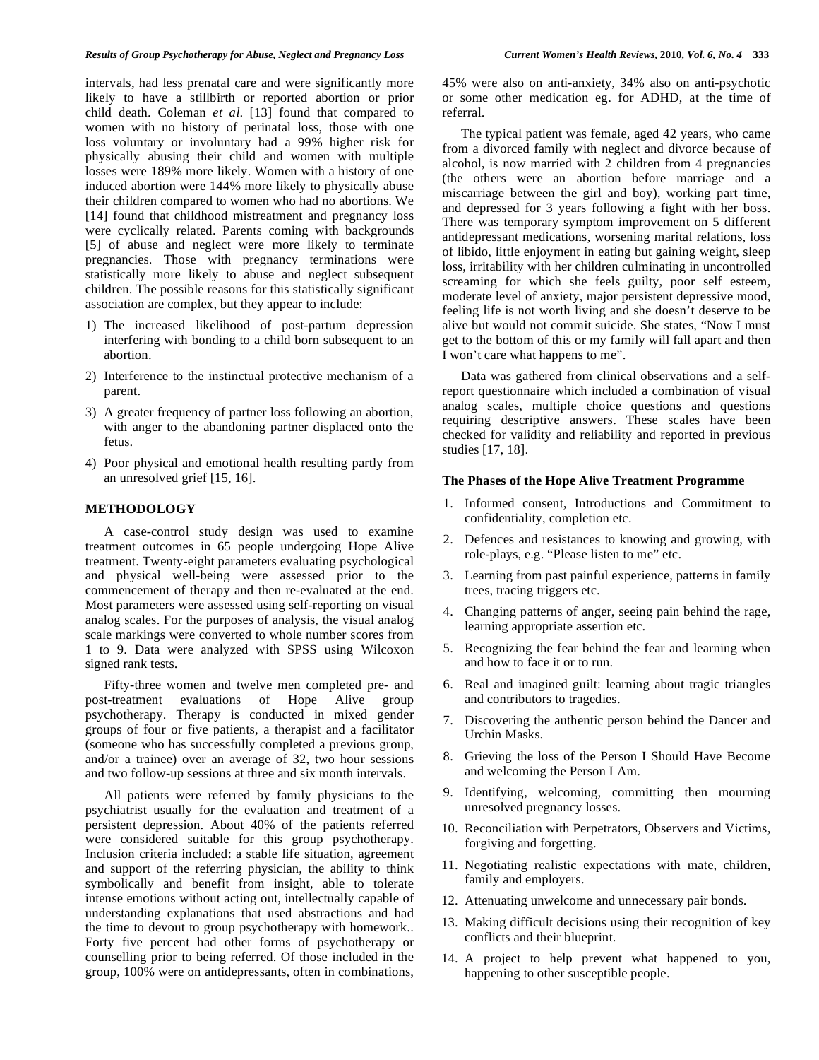intervals, had less prenatal care and were significantly more likely to have a stillbirth or reported abortion or prior child death. Coleman *et al.* [13] found that compared to women with no history of perinatal loss, those with one loss voluntary or involuntary had a 99% higher risk for physically abusing their child and women with multiple losses were 189% more likely. Women with a history of one induced abortion were 144% more likely to physically abuse their children compared to women who had no abortions. We [14] found that childhood mistreatment and pregnancy loss were cyclically related. Parents coming with backgrounds [5] of abuse and neglect were more likely to terminate pregnancies. Those with pregnancy terminations were statistically more likely to abuse and neglect subsequent children. The possible reasons for this statistically significant association are complex, but they appear to include:

1) The increased likelihood of post-partum depression interfering with bonding to a child born subsequent to an abortion.
2) Interference to the instinctual protective mechanism of a parent.
3) A greater frequency of partner loss following an abortion, with anger to the abandoning partner displaced onto the fetus.
4) Poor physical and emotional health resulting partly from an unresolved grief [15, 16].

## METHODOLOGY

A case-control study design was used to examine treatment outcomes in 65 people undergoing Hope Alive treatment. Twenty-eight parameters evaluating psychological and physical well-being were assessed prior to the commencement of therapy and then re-evaluated at the end. Most parameters were assessed using self-reporting on visual analog scales. For the purposes of analysis, the visual analog scale markings were converted to whole number scores from 1 to 9. Data were analyzed with SPSS using Wilcoxon signed rank tests.

Fifty-three women and twelve men completed pre- and post-treatment evaluations of Hope Alive group psychotherapy. Therapy is conducted in mixed gender groups of four or five patients, a therapist and a facilitator (someone who has successfully completed a previous group, and/or a trainee) over an average of 32, two hour sessions and two follow-up sessions at three and six month intervals.

All patients were referred by family physicians to the psychiatrist usually for the evaluation and treatment of a persistent depression. About 40% of the patients referred were considered suitable for this group psychotherapy. Inclusion criteria included: a stable life situation, agreement and support of the referring physician, the ability to think symbolically and benefit from insight, able to tolerate intense emotions without acting out, intellectually capable of understanding explanations that used abstractions and had the time to devout to group psychotherapy with homework.. Forty five percent had other forms of psychotherapy or counselling prior to being referred. Of those included in the group, 100% were on antidepressants, often in combinations, 45% were also on anti-anxiety, 34% also on anti-psychotic or some other medication eg. for ADHD, at the time of referral.

The typical patient was female, aged 42 years, who came from a divorced family with neglect and divorce because of alcohol, is now married with 2 children from 4 pregnancies (the others were an abortion before marriage and a miscarriage between the girl and boy), working part time, and depressed for 3 years following a fight with her boss. There was temporary symptom improvement on 5 different antidepressant medications, worsening marital relations, loss of libido, little enjoyment in eating but gaining weight, sleep loss, irritability with her children culminating in uncontrolled screaming for which she feels guilty, poor self esteem, moderate level of anxiety, major persistent depressive mood, feeling life is not worth living and she doesn't deserve to be alive but would not commit suicide. She states, "Now I must get to the bottom of this or my family will fall apart and then I won't care what happens to me".

Data was gathered from clinical observations and a self-report questionnaire which included a combination of visual analog scales, multiple choice questions and questions requiring descriptive answers. These scales have been checked for validity and reliability and reported in previous studies [17, 18].

### The Phases of the Hope Alive Treatment Programme

1. Informed consent, Introductions and Commitment to confidentiality, completion etc.
2. Defences and resistances to knowing and growing, with role-plays, e.g. "Please listen to me" etc.
3. Learning from past painful experience, patterns in family trees, tracing triggers etc.
4. Changing patterns of anger, seeing pain behind the rage, learning appropriate assertion etc.
5. Recognizing the fear behind the fear and learning when and how to face it or to run.
6. Real and imagined guilt: learning about tragic triangles and contributors to tragedies.
7. Discovering the authentic person behind the Dancer and Urchin Masks.
8. Grieving the loss of the Person I Should Have Become and welcoming the Person I Am.
9. Identifying, welcoming, committing then mourning unresolved pregnancy losses.
10. Reconciliation with Perpetrators, Observers and Victims, forgiving and forgetting.
11. Negotiating realistic expectations with mate, children, family and employers.
12. Attenuating unwelcome and unnecessary pair bonds.
13. Making difficult decisions using their recognition of key conflicts and their blueprint.
14. A project to help prevent what happened to you, happening to other susceptible people.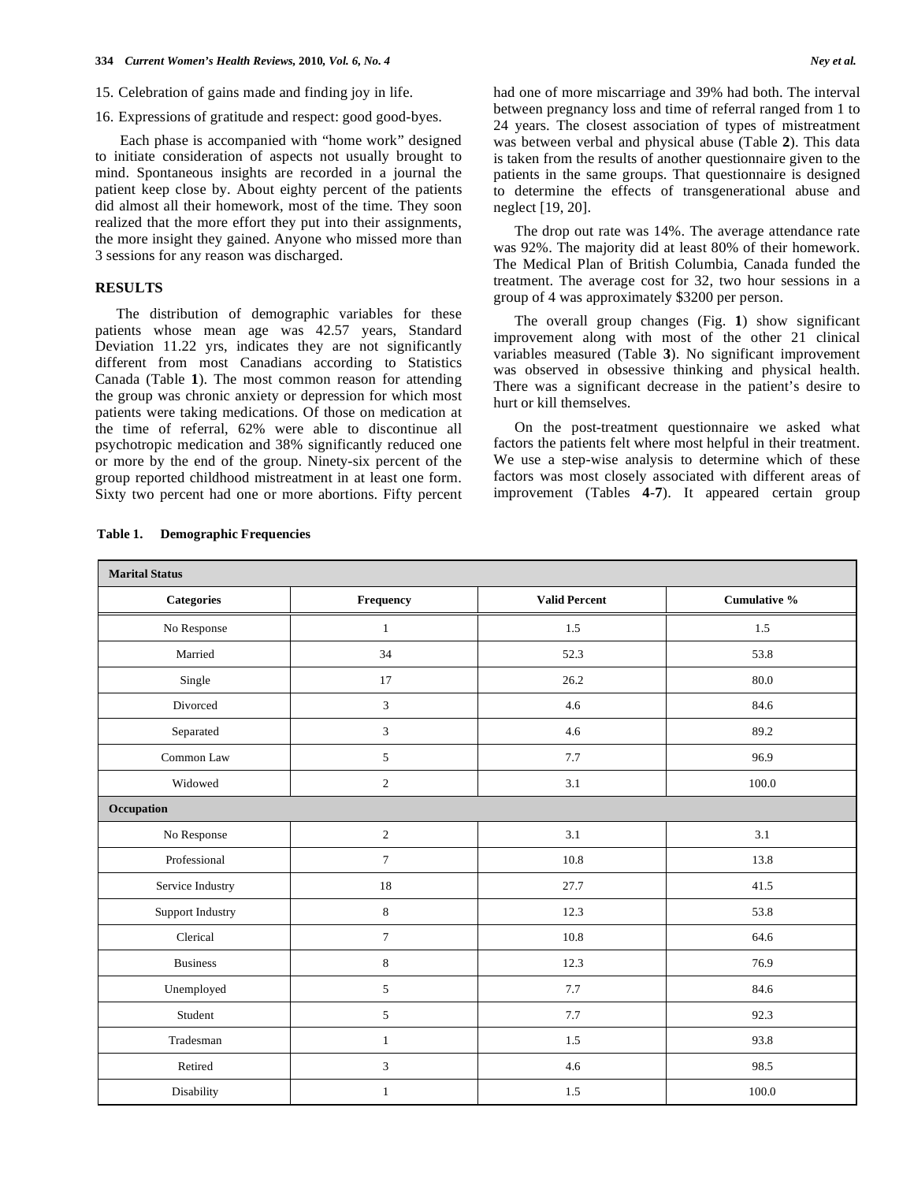15. Celebration of gains made and finding joy in life.

16. Expressions of gratitude and respect: good good-byes.

Each phase is accompanied with "home work" designed to initiate consideration of aspects not usually brought to mind. Spontaneous insights are recorded in a journal the patient keep close by. About eighty percent of the patients did almost all their homework, most of the time. They soon realized that the more effort they put into their assignments, the more insight they gained. Anyone who missed more than 3 sessions for any reason was discharged.

## RESULTS

The distribution of demographic variables for these patients whose mean age was 42.57 years, Standard Deviation 11.22 yrs, indicates they are not significantly different from most Canadians according to Statistics Canada (Table **1**). The most common reason for attending the group was chronic anxiety or depression for which most patients were taking medications. Of those on medication at the time of referral, 62% were able to discontinue all psychotropic medication and 38% significantly reduced one or more by the end of the group. Ninety-six percent of the group reported childhood mistreatment in at least one form. Sixty two percent had one or more abortions. Fifty percent had one of more miscarriage and 39% had both. The interval between pregnancy loss and time of referral ranged from 1 to 24 years. The closest association of types of mistreatment was between verbal and physical abuse (Table **2**). This data is taken from the results of another questionnaire given to the patients in the same groups. That questionnaire is designed to determine the effects of transgenerational abuse and neglect [19, 20].

The drop out rate was 14%. The average attendance rate was 92%. The majority did at least 80% of their homework. The Medical Plan of British Columbia, Canada funded the treatment. The average cost for 32, two hour sessions in a group of 4 was approximately $3200 per person.

The overall group changes (Fig. **1**) show significant improvement along with most of the other 21 clinical variables measured (Table **3**). No significant improvement was observed in obsessive thinking and physical health. There was a significant decrease in the patient's desire to hurt or kill themselves.

On the post-treatment questionnaire we asked what factors the patients felt where most helpful in their treatment. We use a step-wise analysis to determine which of these factors was most closely associated with different areas of improvement (Tables **4**-**7**). It appeared certain group

**Table 1. Demographic Frequencies**

| Categories | Frequency | Valid Percent | Cumulative % |
|---|---|---|---|
| **Marital Status** | | | |
| No Response | 1 | 1.5 | 1.5 |
| Married | 34 | 52.3 | 53.8 |
| Single | 17 | 26.2 | 80.0 |
| Divorced | 3 | 4.6 | 84.6 |
| Separated | 3 | 4.6 | 89.2 |
| Common Law | 5 | 7.7 | 96.9 |
| Widowed | 2 | 3.1 | 100.0 |
| **Occupation** | | | |
| No Response | 2 | 3.1 | 3.1 |
| Professional | 7 | 10.8 | 13.8 |
| Service Industry | 18 | 27.7 | 41.5 |
| Support Industry | 8 | 12.3 | 53.8 |
| Clerical | 7 | 10.8 | 64.6 |
| Business | 8 | 12.3 | 76.9 |
| Unemployed | 5 | 7.7 | 84.6 |
| Student | 5 | 7.7 | 92.3 |
| Tradesman | 1 | 1.5 | 93.8 |
| Retired | 3 | 4.6 | 98.5 |
| Disability | 1 | 1.5 | 100.0 |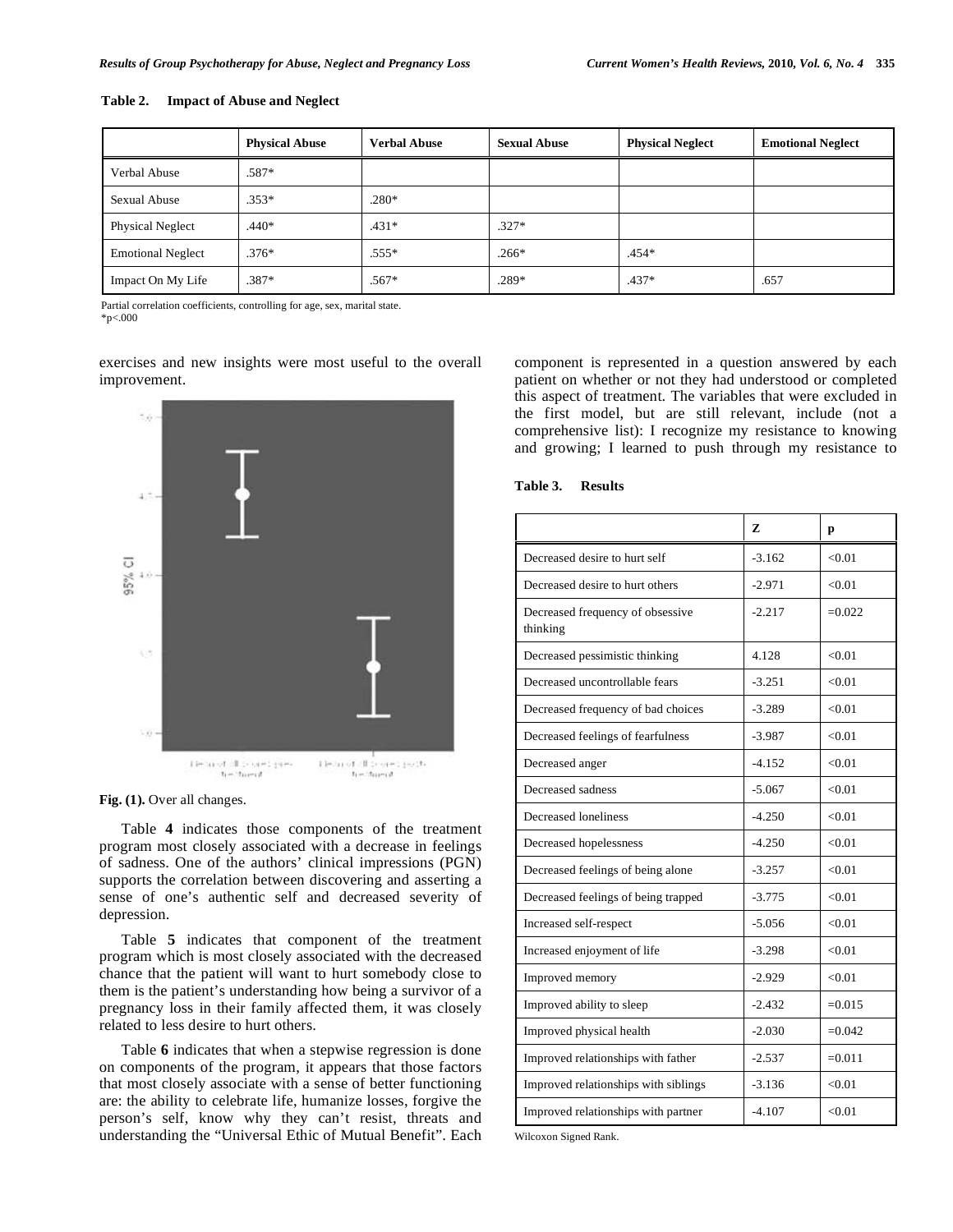**Table 2. Impact of Abuse and Neglect**

| | Physical Abuse | Verbal Abuse | Sexual Abuse | Physical Neglect | Emotional Neglect |
|---|---|---|---|---|---|
| Verbal Abuse | .587* | | | | |
| Sexual Abuse | .353* | .280* | | | |
| Physical Neglect | .440* | .431* | .327* | | |
| Emotional Neglect | .376* | .555* | .266* | .454* | |
| Impact On My Life | .387* | .567* | .289* | .437* | .657 |

Partial correlation coefficients, controlling for age, sex, marital state.
*p<.000

exercises and new insights were most useful to the overall improvement.

**Fig. (1).** Over all changes.

Table **4** indicates those components of the treatment program most closely associated with a decrease in feelings of sadness. One of the authors' clinical impressions (PGN) supports the correlation between discovering and asserting a sense of one's authentic self and decreased severity of depression.

Table **5** indicates that component of the treatment program which is most closely associated with the decreased chance that the patient will want to hurt somebody close to them is the patient's understanding how being a survivor of a pregnancy loss in their family affected them, it was closely related to less desire to hurt others.

Table **6** indicates that when a stepwise regression is done on components of the program, it appears that those factors that most closely associate with a sense of better functioning are: the ability to celebrate life, humanize losses, forgive the person's self, know why they can't resist, threats and understanding the "Universal Ethic of Mutual Benefit". Each component is represented in a question answered by each patient on whether or not they had understood or completed this aspect of treatment. The variables that were excluded in the first model, but are still relevant, include (not a comprehensive list): I recognize my resistance to knowing and growing; I learned to push through my resistance to

**Table 3. Results**

| | Z | p |
|---|---|---|
| Decreased desire to hurt self | -3.162 | <0.01 |
| Decreased desire to hurt others | -2.971 | <0.01 |
| Decreased frequency of obsessive thinking | -2.217 | =0.022 |
| Decreased pessimistic thinking | 4.128 | <0.01 |
| Decreased uncontrollable fears | -3.251 | <0.01 |
| Decreased frequency of bad choices | -3.289 | <0.01 |
| Decreased feelings of fearfulness | -3.987 | <0.01 |
| Decreased anger | -4.152 | <0.01 |
| Decreased sadness | -5.067 | <0.01 |
| Decreased loneliness | -4.250 | <0.01 |
| Decreased hopelessness | -4.250 | <0.01 |
| Decreased feelings of being alone | -3.257 | <0.01 |
| Decreased feelings of being trapped | -3.775 | <0.01 |
| Increased self-respect | -5.056 | <0.01 |
| Increased enjoyment of life | -3.298 | <0.01 |
| Improved memory | -2.929 | <0.01 |
| Improved ability to sleep | -2.432 | =0.015 |
| Improved physical health | -2.030 | =0.042 |
| Improved relationships with father | -2.537 | =0.011 |
| Improved relationships with siblings | -3.136 | <0.01 |
| Improved relationships with partner | -4.107 | <0.01 |

Wilcoxon Signed Rank.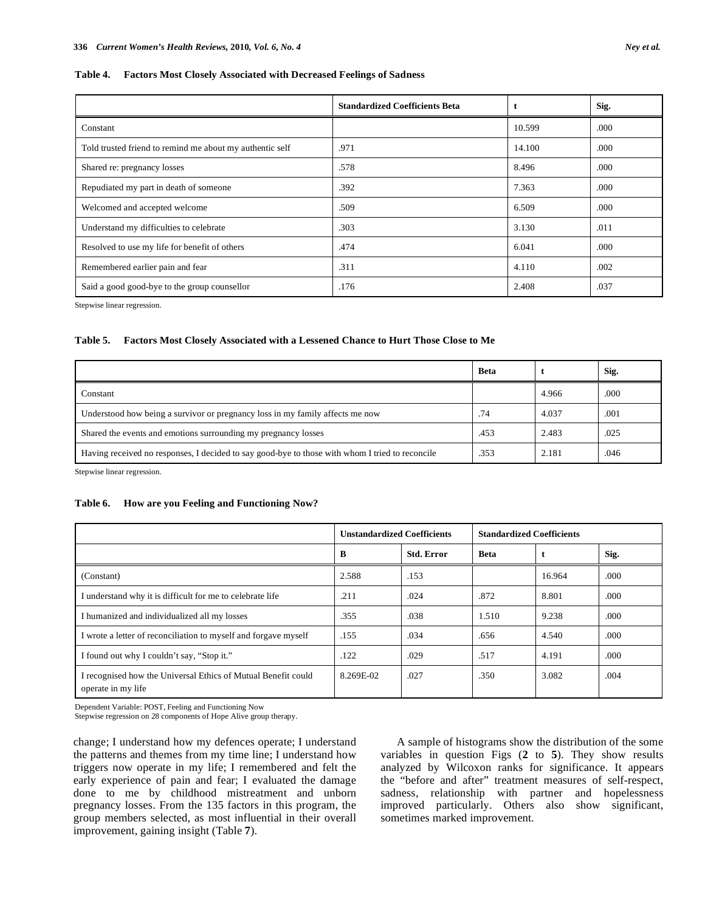**Table 4. Factors Most Closely Associated with Decreased Feelings of Sadness**

| | Standardized Coefficients Beta | t | Sig. |
|---|---|---|---|
| Constant | | 10.599 | .000 |
| Told trusted friend to remind me about my authentic self | .971 | 14.100 | .000 |
| Shared re: pregnancy losses | .578 | 8.496 | .000 |
| Repudiated my part in death of someone | .392 | 7.363 | .000 |
| Welcomed and accepted welcome | .509 | 6.509 | .000 |
| Understand my difficulties to celebrate | .303 | 3.130 | .011 |
| Resolved to use my life for benefit of others | .474 | 6.041 | .000 |
| Remembered earlier pain and fear | .311 | 4.110 | .002 |
| Said a good good-bye to the group counsellor | .176 | 2.408 | .037 |

Stepwise linear regression.

**Table 5. Factors Most Closely Associated with a Lessened Chance to Hurt Those Close to Me**

| | Beta | t | Sig. |
|---|---|---|---|
| Constant | | 4.966 | .000 |
| Understood how being a survivor or pregnancy loss in my family affects me now | .74 | 4.037 | .001 |
| Shared the events and emotions surrounding my pregnancy losses | .453 | 2.483 | .025 |
| Having received no responses, I decided to say good-bye to those with whom I tried to reconcile | .353 | 2.181 | .046 |

Stepwise linear regression.

**Table 6. How are you Feeling and Functioning Now?**

| | Unstandardized Coefficients | | Standardized Coefficients | | |
|---|---|---|---|---|---|
| | B | Std. Error | Beta | t | Sig. |
| (Constant) | 2.588 | .153 | | 16.964 | .000 |
| I understand why it is difficult for me to celebrate life | .211 | .024 | .872 | 8.801 | .000 |
| I humanized and individualized all my losses | .355 | .038 | 1.510 | 9.238 | .000 |
| I wrote a letter of reconciliation to myself and forgave myself | .155 | .034 | .656 | 4.540 | .000 |
| I found out why I couldn't say, "Stop it." | .122 | .029 | .517 | 4.191 | .000 |
| I recognised how the Universal Ethics of Mutual Benefit could operate in my life | 8.269E-02 | .027 | .350 | 3.082 | .004 |

Dependent Variable: POST, Feeling and Functioning Now
Stepwise regression on 28 components of Hope Alive group therapy.

change; I understand how my defences operate; I understand the patterns and themes from my time line; I understand how triggers now operate in my life; I remembered and felt the early experience of pain and fear; I evaluated the damage done to me by childhood mistreatment and unborn pregnancy losses. From the 135 factors in this program, the group members selected, as most influential in their overall improvement, gaining insight (Table **7**).

A sample of histograms show the distribution of the some variables in question Figs (**2** to **5**). They show results analyzed by Wilcoxon ranks for significance. It appears the "before and after" treatment measures of self-respect, sadness, relationship with partner and hopelessness improved particularly. Others also show significant, sometimes marked improvement.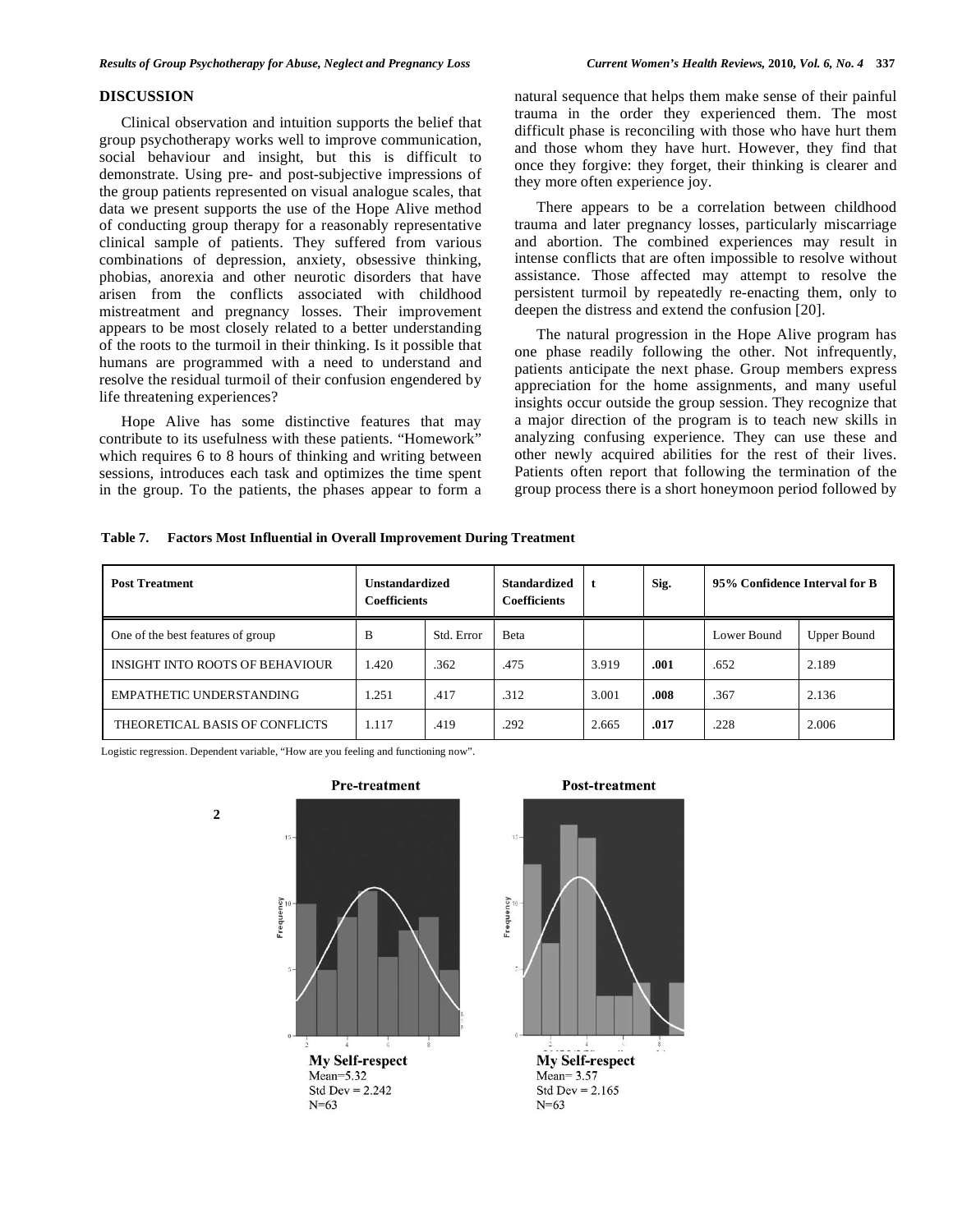## DISCUSSION

Clinical observation and intuition supports the belief that group psychotherapy works well to improve communication, social behaviour and insight, but this is difficult to demonstrate. Using pre- and post-subjective impressions of the group patients represented on visual analogue scales, that data we present supports the use of the Hope Alive method of conducting group therapy for a reasonably representative clinical sample of patients. They suffered from various combinations of depression, anxiety, obsessive thinking, phobias, anorexia and other neurotic disorders that have arisen from the conflicts associated with childhood mistreatment and pregnancy losses. Their improvement appears to be most closely related to a better understanding of the roots to the turmoil in their thinking. Is it possible that humans are programmed with a need to understand and resolve the residual turmoil of their confusion engendered by life threatening experiences?

Hope Alive has some distinctive features that may contribute to its usefulness with these patients. "Homework" which requires 6 to 8 hours of thinking and writing between sessions, introduces each task and optimizes the time spent in the group. To the patients, the phases appear to form a natural sequence that helps them make sense of their painful trauma in the order they experienced them. The most difficult phase is reconciling with those who have hurt them and those whom they have hurt. However, they find that once they forgive: they forget, their thinking is clearer and they more often experience joy.

There appears to be a correlation between childhood trauma and later pregnancy losses, particularly miscarriage and abortion. The combined experiences may result in intense conflicts that are often impossible to resolve without assistance. Those affected may attempt to resolve the persistent turmoil by repeatedly re-enacting them, only to deepen the distress and extend the confusion [20].

The natural progression in the Hope Alive program has one phase readily following the other. Not infrequently, patients anticipate the next phase. Group members express appreciation for the home assignments, and many useful insights occur outside the group session. They recognize that a major direction of the program is to teach new skills in analyzing confusing experience. They can use these and other newly acquired abilities for the rest of their lives. Patients often report that following the termination of the group process there is a short honeymoon period followed by

**Table 7. Factors Most Influential in Overall Improvement During Treatment**

| Post Treatment | Unstandardized Coefficients | | Standardized Coefficients | t | Sig. | 95% Confidence Interval for B | |
|---|---|---|---|---|---|---|---|
| One of the best features of group | B | Std. Error | Beta | | | Lower Bound | Upper Bound |
| INSIGHT INTO ROOTS OF BEHAVIOUR | 1.420 | .362 | .475 | 3.919 | **.001** | .652 | 2.189 |
| EMPATHETIC UNDERSTANDING | 1.251 | .417 | .312 | 3.001 | **.008** | .367 | 2.136 |
| THEORETICAL BASIS OF CONFLICTS | 1.117 | .419 | .292 | 2.665 | **.017** | .228 | 2.006 |

Logistic regression. Dependent variable, "How are you feeling and functioning now".

2

**Pre-treatment**

Frequency

**My Self-respect**
Mean=5.32
Std Dev = 2.242
N=63

**Post-treatment**

Frequency

**My Self-respect**
Mean= 3.57
Std Dev = 2.165
N=63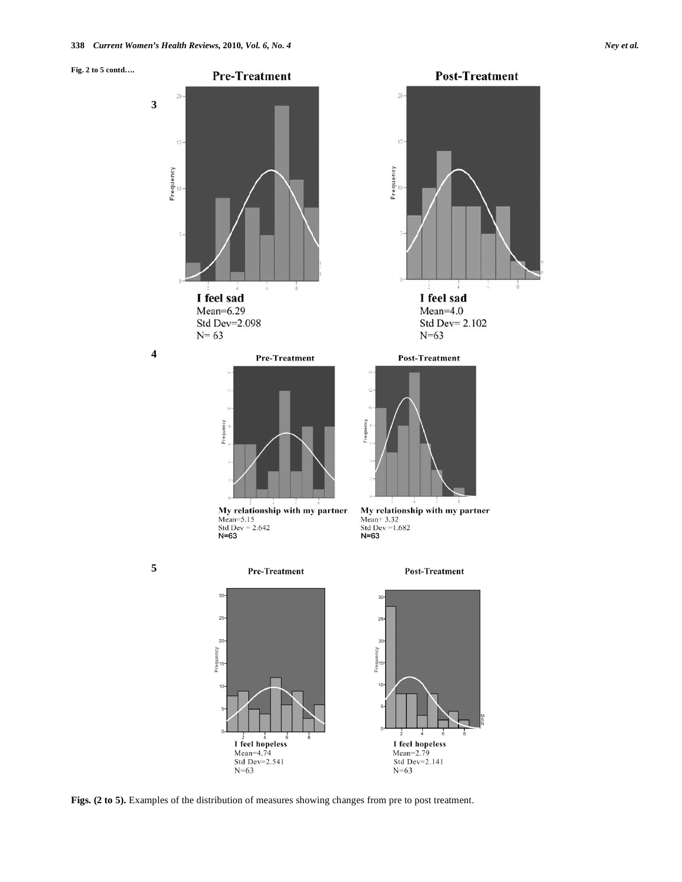**Fig. 2 to 5 contd….**

**3**

**Pre-Treatment**

Frequency

**I feel sad**
Mean=6.29
Std Dev=2.098
N= 63

**Post-Treatment**

Frequency

**I feel sad**
Mean=4.0
Std Dev= 2.102
N=63

**4**

**Pre-Treatment**

Frequency

**My relationship with my partner**
Mean=5.15
Std Dev = 2.642
N=63

**Post-Treatment**

Frequency

**My relationship with my partner**
Mean+ 3.32
Std Dev =1.682
N=63

**5**

**Pre-Treatment**

Frequency

**I feel hopeless**
Mean=4.74
Std Dev=2.541
N=63

**Post-Treatment**

Frequency

**I feel hopeless**
Mean=2.79
Std Dev=2.141
N=63

**Figs. (2 to 5).** Examples of the distribution of measures showing changes from pre to post treatment.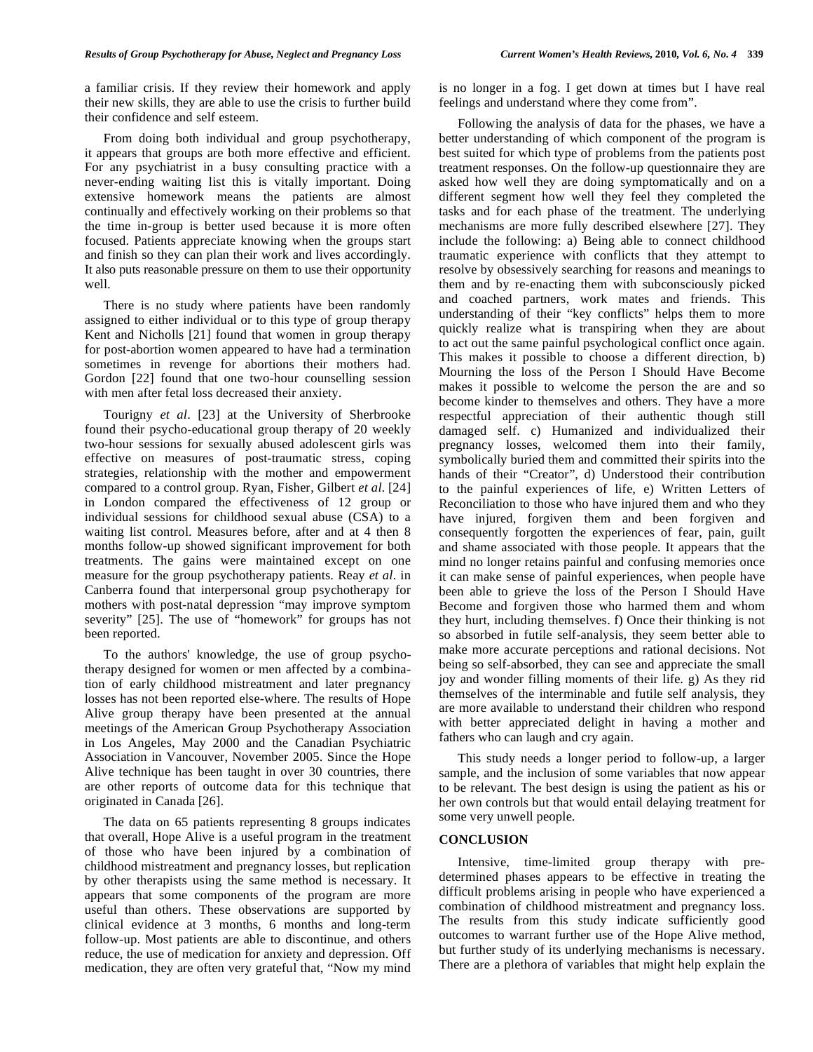a familiar crisis. If they review their homework and apply their new skills, they are able to use the crisis to further build their confidence and self esteem.

From doing both individual and group psychotherapy, it appears that groups are both more effective and efficient. For any psychiatrist in a busy consulting practice with a never-ending waiting list this is vitally important. Doing extensive homework means the patients are almost continually and effectively working on their problems so that the time in-group is better used because it is more often focused. Patients appreciate knowing when the groups start and finish so they can plan their work and lives accordingly. It also puts reasonable pressure on them to use their opportunity well.

There is no study where patients have been randomly assigned to either individual or to this type of group therapy Kent and Nicholls [21] found that women in group therapy for post-abortion women appeared to have had a termination sometimes in revenge for abortions their mothers had. Gordon [22] found that one two-hour counselling session with men after fetal loss decreased their anxiety.

Tourigny *et al*. [23] at the University of Sherbrooke found their psycho-educational group therapy of 20 weekly two-hour sessions for sexually abused adolescent girls was effective on measures of post-traumatic stress, coping strategies, relationship with the mother and empowerment compared to a control group. Ryan, Fisher, Gilbert *et al*. [24] in London compared the effectiveness of 12 group or individual sessions for childhood sexual abuse (CSA) to a waiting list control. Measures before, after and at 4 then 8 months follow-up showed significant improvement for both treatments. The gains were maintained except on one measure for the group psychotherapy patients. Reay *et al*. in Canberra found that interpersonal group psychotherapy for mothers with post-natal depression "may improve symptom severity" [25]. The use of "homework" for groups has not been reported.

To the authors' knowledge, the use of group psychotherapy designed for women or men affected by a combination of early childhood mistreatment and later pregnancy losses has not been reported else-where. The results of Hope Alive group therapy have been presented at the annual meetings of the American Group Psychotherapy Association in Los Angeles, May 2000 and the Canadian Psychiatric Association in Vancouver, November 2005. Since the Hope Alive technique has been taught in over 30 countries, there are other reports of outcome data for this technique that originated in Canada [26].

The data on 65 patients representing 8 groups indicates that overall, Hope Alive is a useful program in the treatment of those who have been injured by a combination of childhood mistreatment and pregnancy losses, but replication by other therapists using the same method is necessary. It appears that some components of the program are more useful than others. These observations are supported by clinical evidence at 3 months, 6 months and long-term follow-up. Most patients are able to discontinue, and others reduce, the use of medication for anxiety and depression. Off medication, they are often very grateful that, "Now my mind is no longer in a fog. I get down at times but I have real feelings and understand where they come from".

Following the analysis of data for the phases, we have a better understanding of which component of the program is best suited for which type of problems from the patients post treatment responses. On the follow-up questionnaire they are asked how well they are doing symptomatically and on a different segment how well they feel they completed the tasks and for each phase of the treatment. The underlying mechanisms are more fully described elsewhere [27]. They include the following: a) Being able to connect childhood traumatic experience with conflicts that they attempt to resolve by obsessively searching for reasons and meanings to them and by re-enacting them with subconsciously picked and coached partners, work mates and friends. This understanding of their "key conflicts" helps them to more quickly realize what is transpiring when they are about to act out the same painful psychological conflict once again. This makes it possible to choose a different direction, b) Mourning the loss of the Person I Should Have Become makes it possible to welcome the person the are and so become kinder to themselves and others. They have a more respectful appreciation of their authentic though still damaged self. c) Humanized and individualized their pregnancy losses, welcomed them into their family, symbolically buried them and committed their spirits into the hands of their "Creator", d) Understood their contribution to the painful experiences of life, e) Written Letters of Reconciliation to those who have injured them and who they have injured, forgiven them and been forgiven and consequently forgotten the experiences of fear, pain, guilt and shame associated with those people. It appears that the mind no longer retains painful and confusing memories once it can make sense of painful experiences, when people have been able to grieve the loss of the Person I Should Have Become and forgiven those who harmed them and whom they hurt, including themselves. f) Once their thinking is not so absorbed in futile self-analysis, they seem better able to make more accurate perceptions and rational decisions. Not being so self-absorbed, they can see and appreciate the small joy and wonder filling moments of their life. g) As they rid themselves of the interminable and futile self analysis, they are more available to understand their children who respond with better appreciated delight in having a mother and fathers who can laugh and cry again.

This study needs a longer period to follow-up, a larger sample, and the inclusion of some variables that now appear to be relevant. The best design is using the patient as his or her own controls but that would entail delaying treatment for some very unwell people.

## CONCLUSION

Intensive, time-limited group therapy with pre-determined phases appears to be effective in treating the difficult problems arising in people who have experienced a combination of childhood mistreatment and pregnancy loss. The results from this study indicate sufficiently good outcomes to warrant further use of the Hope Alive method, but further study of its underlying mechanisms is necessary. There are a plethora of variables that might help explain the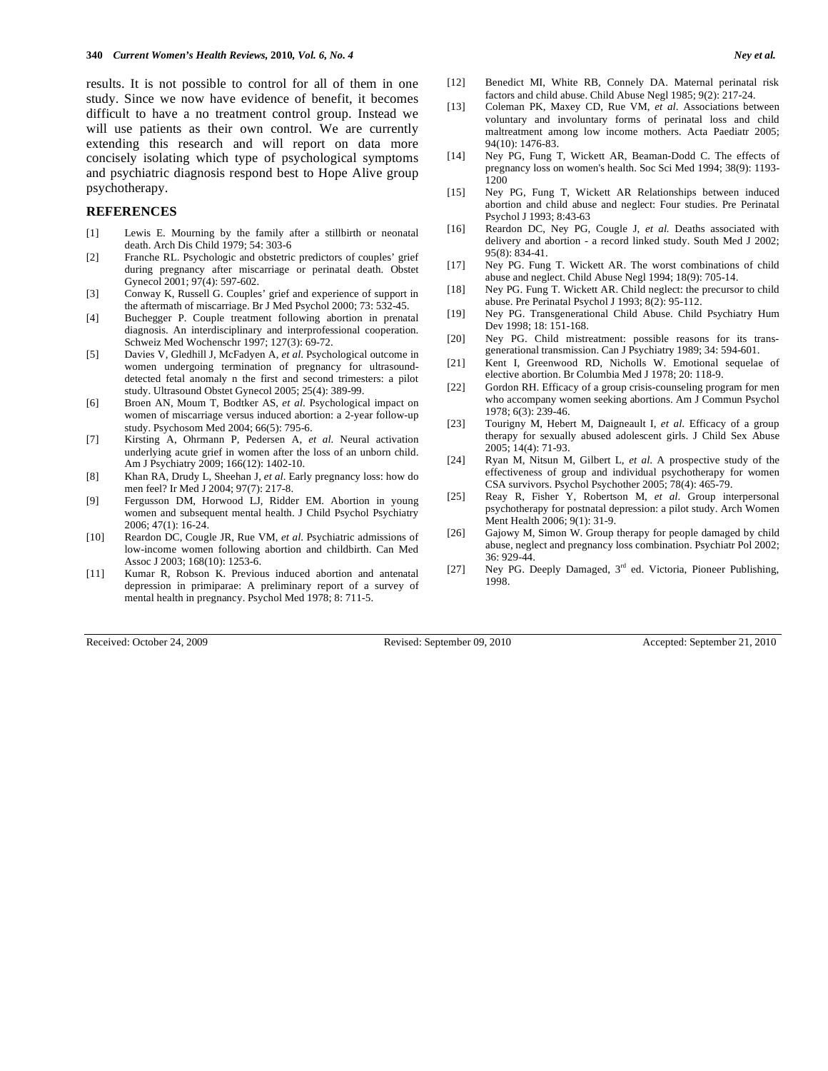results. It is not possible to control for all of them in one study. Since we now have evidence of benefit, it becomes difficult to have a no treatment control group. Instead we will use patients as their own control. We are currently extending this research and will report on data more concisely isolating which type of psychological symptoms and psychiatric diagnosis respond best to Hope Alive group psychotherapy.

## REFERENCES

[1] Lewis E. Mourning by the family after a stillbirth or neonatal death. Arch Dis Child 1979; 54: 303-6

[2] Franche RL. Psychologic and obstetric predictors of couples' grief during pregnancy after miscarriage or perinatal death. Obstet Gynecol 2001; 97(4): 597-602.

[3] Conway K, Russell G. Couples' grief and experience of support in the aftermath of miscarriage. Br J Med Psychol 2000; 73: 532-45.

[4] Buchegger P. Couple treatment following abortion in prenatal diagnosis. An interdisciplinary and interprofessional cooperation. Schweiz Med Wochenschr 1997; 127(3): 69-72.

[5] Davies V, Gledhill J, McFadyen A, *et al.* Psychological outcome in women undergoing termination of pregnancy for ultrasound-detected fetal anomaly n the first and second trimesters: a pilot study. Ultrasound Obstet Gynecol 2005; 25(4): 389-99.

[6] Broen AN, Moum T, Bodtker AS, *et al.* Psychological impact on women of miscarriage versus induced abortion: a 2-year follow-up study. Psychosom Med 2004; 66(5): 795-6.

[7] Kirsting A, Ohrmann P, Pedersen A, *et al.* Neural activation underlying acute grief in women after the loss of an unborn child. Am J Psychiatry 2009; 166(12): 1402-10.

[8] Khan RA, Drudy L, Sheehan J, *et al.* Early pregnancy loss: how do men feel? Ir Med J 2004; 97(7): 217-8.

[9] Fergusson DM, Horwood LJ, Ridder EM. Abortion in young women and subsequent mental health. J Child Psychol Psychiatry 2006; 47(1): 16-24.

[10] Reardon DC, Cougle JR, Rue VM, *et al.* Psychiatric admissions of low-income women following abortion and childbirth. Can Med Assoc J 2003; 168(10): 1253-6.

[11] Kumar R, Robson K. Previous induced abortion and antenatal depression in primiparae: A preliminary report of a survey of mental health in pregnancy. Psychol Med 1978; 8: 711-5.

[12] Benedict MI, White RB, Connely DA. Maternal perinatal risk factors and child abuse. Child Abuse Negl 1985; 9(2): 217-24.

[13] Coleman PK, Maxey CD, Rue VM, *et al*. Associations between voluntary and involuntary forms of perinatal loss and child maltreatment among low income mothers. Acta Paediatr 2005; 94(10): 1476-83.

[14] Ney PG, Fung T, Wickett AR, Beaman-Dodd C. The effects of pregnancy loss on women's health. Soc Sci Med 1994; 38(9): 1193-1200

[15] Ney PG, Fung T, Wickett AR Relationships between induced abortion and child abuse and neglect: Four studies. Pre Perinatal Psychol J 1993; 8:43-63

[16] Reardon DC, Ney PG, Cougle J, *et al.* Deaths associated with delivery and abortion - a record linked study. South Med J 2002; 95(8): 834-41.

[17] Ney PG. Fung T. Wickett AR. The worst combinations of child abuse and neglect. Child Abuse Negl 1994; 18(9): 705-14.

[18] Ney PG. Fung T. Wickett AR. Child neglect: the precursor to child abuse. Pre Perinatal Psychol J 1993; 8(2): 95-112.

[19] Ney PG. Transgenerational Child Abuse. Child Psychiatry Hum Dev 1998; 18: 151-168.

[20] Ney PG. Child mistreatment: possible reasons for its trans-generational transmission. Can J Psychiatry 1989; 34: 594-601.

[21] Kent I, Greenwood RD, Nicholls W. Emotional sequelae of elective abortion. Br Columbia Med J 1978; 20: 118-9.

[22] Gordon RH. Efficacy of a group crisis-counseling program for men who accompany women seeking abortions. Am J Commun Psychol 1978; 6(3): 239-46.

[23] Tourigny M, Hebert M, Daigneault I, *et al.* Efficacy of a group therapy for sexually abused adolescent girls. J Child Sex Abuse 2005; 14(4): 71-93.

[24] Ryan M, Nitsun M, Gilbert L, *et al.* A prospective study of the effectiveness of group and individual psychotherapy for women CSA survivors. Psychol Psychother 2005; 78(4): 465-79.

[25] Reay R, Fisher Y, Robertson M, *et al*. Group interpersonal psychotherapy for postnatal depression: a pilot study. Arch Women Ment Health 2006; 9(1): 31-9.

[26] Gajowy M, Simon W. Group therapy for people damaged by child abuse, neglect and pregnancy loss combination. Psychiatr Pol 2002; 36: 929-44.

[27] Ney PG. Deeply Damaged, 3rd ed. Victoria, Pioneer Publishing, 1998.

Received: October 24, 2009 Revised: September 09, 2010 Accepted: September 21, 2010